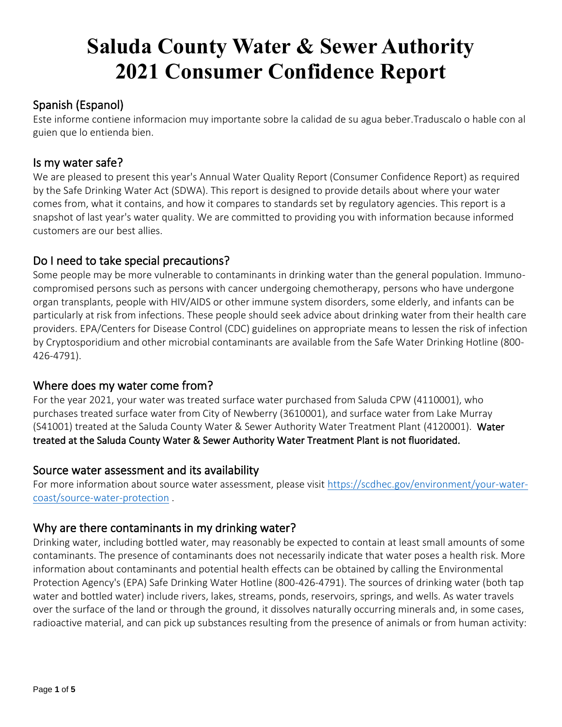# Saluda County Water & Sewer Authority 2021 Consumer Confidence Report

## Spanish (Espanol)

Este informe contiene informacion muy importante sobre la calidad de su agua beber.Traduscalo o hable con al guien que lo entienda bien.

## Is my water safe?

We are pleased to present this year's Annual Water Quality Report (Consumer Confidence Report) as required by the Safe Drinking Water Act (SDWA). This report is designed to provide details about where your water comes from, what it contains, and how it compares to standards set by regulatory agencies. This report is a snapshot of last year's water quality. We are committed to providing you with information because informed customers are our best allies.

## Do I need to take special precautions?

Some people may be more vulnerable to contaminants in drinking water than the general population. Immuno-compromised persons such as persons with cancer undergoing chemotherapy, persons who have undergone organ transplants, people with HIV/AIDS or other immune system disorders, some elderly, and infants can be particularly at risk from infections. These people should seek advice about drinking water from their health care providers. EPA/Centers for Disease Control (CDC) guidelines on appropriate means to lessen the risk of infection by Cryptosporidium and other microbial contaminants are available from the Safe Water Drinking Hotline (800-426-4791).

## Where does my water come from?

For the year 2021, your water was treated surface water purchased from Saluda CPW (4110001), who purchases treated surface water from City of Newberry (3610001), and surface water from Lake Murray (S41001) treated at the Saluda County Water & Sewer Authority Water Treatment Plant (4120001). **Water treated at the Saluda County Water & Sewer Authority Water Treatment Plant is not fluoridated.**

## Source water assessment and its availability

For more information about source water assessment, please visit https://scdhec.gov/environment/your-water-coast/source-water-protection .

## Why are there contaminants in my drinking water?

Drinking water, including bottled water, may reasonably be expected to contain at least small amounts of some contaminants. The presence of contaminants does not necessarily indicate that water poses a health risk. More information about contaminants and potential health effects can be obtained by calling the Environmental Protection Agency's (EPA) Safe Drinking Water Hotline (800-426-4791). The sources of drinking water (both tap water and bottled water) include rivers, lakes, streams, ponds, reservoirs, springs, and wells. As water travels over the surface of the land or through the ground, it dissolves naturally occurring minerals and, in some cases, radioactive material, and can pick up substances resulting from the presence of animals or from human activity: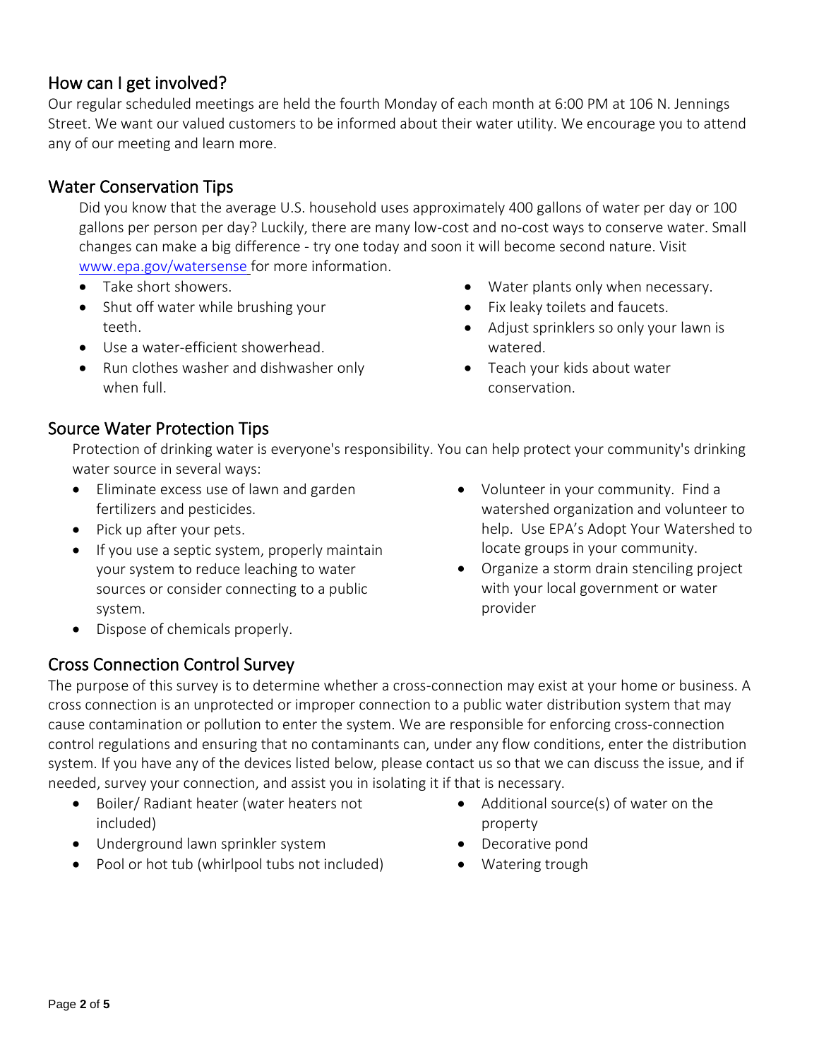## How can I get involved?

Our regular scheduled meetings are held the fourth Monday of each month at 6:00 PM at 106 N. Jennings Street. We want our valued customers to be informed about their water utility. We encourage you to attend any of our meeting and learn more.

## Water Conservation Tips

Did you know that the average U.S. household uses approximately 400 gallons of water per day or 100 gallons per person per day? Luckily, there are many low-cost and no-cost ways to conserve water. Small changes can make a big difference - try one today and soon it will become second nature. Visit [www.epa.gov/watersense](http://www.epa.gov/watersense) for more information.

- Take short showers.
- Shut off water while brushing your teeth.
- Use a water-efficient showerhead.
- Run clothes washer and dishwasher only when full.
- Water plants only when necessary.
- Fix leaky toilets and faucets.
- Adjust sprinklers so only your lawn is watered.
- Teach your kids about water conservation.

## Source Water Protection Tips

Protection of drinking water is everyone's responsibility. You can help protect your community's drinking water source in several ways:

- Eliminate excess use of lawn and garden fertilizers and pesticides.
- Pick up after your pets.
- If you use a septic system, properly maintain your system to reduce leaching to water sources or consider connecting to a public system.
- Dispose of chemicals properly.
- Volunteer in your community. Find a watershed organization and volunteer to help. Use EPA's Adopt Your Watershed to locate groups in your community.
- Organize a storm drain stenciling project with your local government or water provider

## Cross Connection Control Survey

The purpose of this survey is to determine whether a cross-connection may exist at your home or business. A cross connection is an unprotected or improper connection to a public water distribution system that may cause contamination or pollution to enter the system. We are responsible for enforcing cross-connection control regulations and ensuring that no contaminants can, under any flow conditions, enter the distribution system. If you have any of the devices listed below, please contact us so that we can discuss the issue, and if needed, survey your connection, and assist you in isolating it if that is necessary.

- Boiler/ Radiant heater (water heaters not included)
- Underground lawn sprinkler system
- Pool or hot tub (whirlpool tubs not included)
- Additional source(s) of water on the property
- Decorative pond
- Watering trough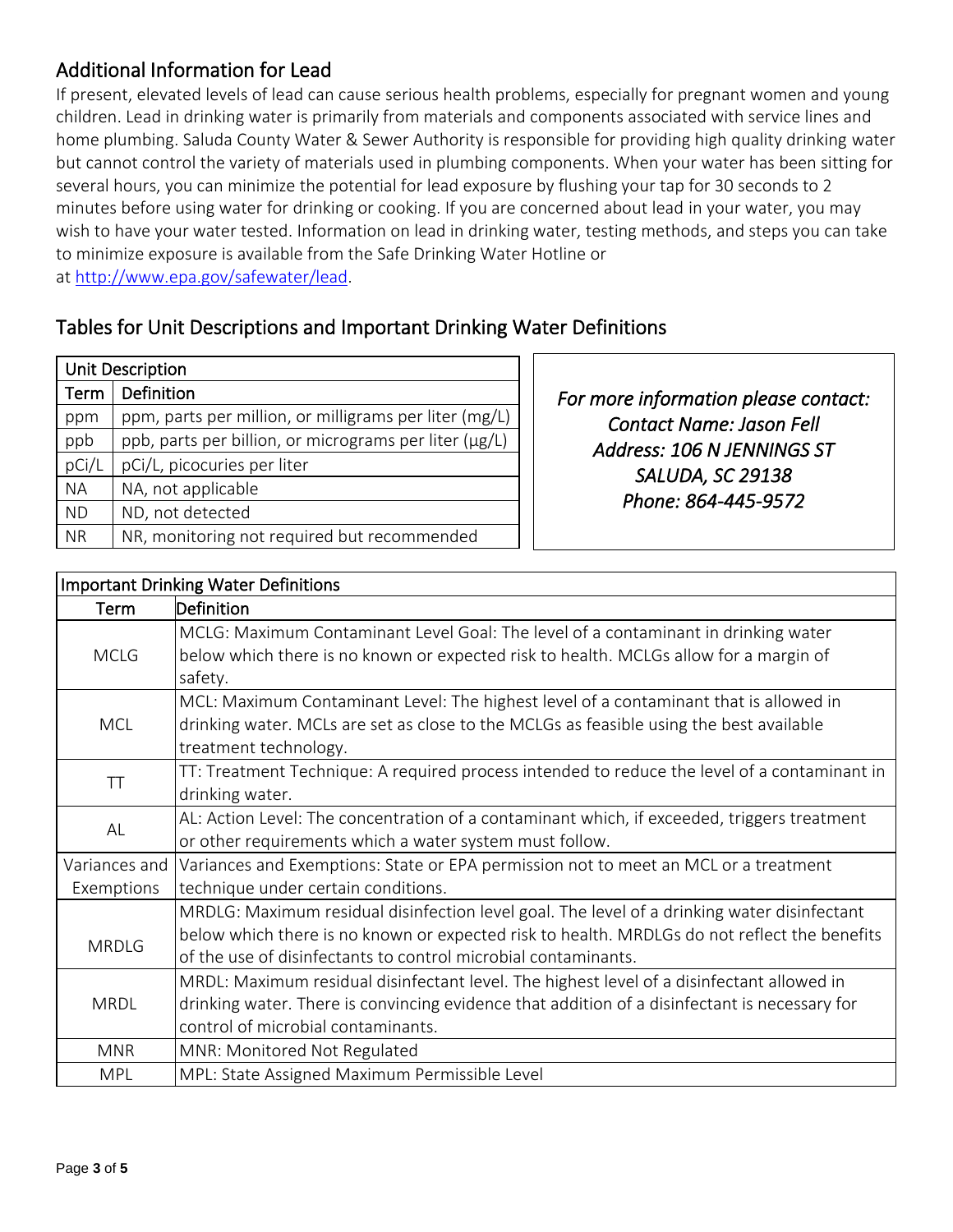## Additional Information for Lead

If present, elevated levels of lead can cause serious health problems, especially for pregnant women and young children. Lead in drinking water is primarily from materials and components associated with service lines and home plumbing. Saluda County Water & Sewer Authority is responsible for providing high quality drinking water but cannot control the variety of materials used in plumbing components. When your water has been sitting for several hours, you can minimize the potential for lead exposure by flushing your tap for 30 seconds to 2 minutes before using water for drinking or cooking. If you are concerned about lead in your water, you may wish to have your water tested. Information on lead in drinking water, testing methods, and steps you can take to minimize exposure is available from the Safe Drinking Water Hotline or at [http://www.epa.gov/safewater/lead](http://www.epa.gov/safewater/lead).

## Tables for Unit Descriptions and Important Drinking Water Definitions

| Unit Description | |
|---|---|
| **Term** | **Definition** |
| ppm | ppm, parts per million, or milligrams per liter (mg/L) |
| ppb | ppb, parts per billion, or micrograms per liter (µg/L) |
| pCi/L | pCi/L, picocuries per liter |
| NA | NA, not applicable |
| ND | ND, not detected |
| NR | NR, monitoring not required but recommended |

*For more information please contact:*
*Contact Name: Jason Fell*
*Address: 106 N JENNINGS ST*
*SALUDA, SC 29138*
*Phone: 864-445-9572*

| Important Drinking Water Definitions | |
|---|---|
| **Term** | **Definition** |
| MCLG | MCLG: Maximum Contaminant Level Goal: The level of a contaminant in drinking water below which there is no known or expected risk to health. MCLGs allow for a margin of safety. |
| MCL | MCL: Maximum Contaminant Level: The highest level of a contaminant that is allowed in drinking water. MCLs are set as close to the MCLGs as feasible using the best available treatment technology. |
| TT | TT: Treatment Technique: A required process intended to reduce the level of a contaminant in drinking water. |
| AL | AL: Action Level: The concentration of a contaminant which, if exceeded, triggers treatment or other requirements which a water system must follow. |
| Variances and Exemptions | Variances and Exemptions: State or EPA permission not to meet an MCL or a treatment technique under certain conditions. |
| MRDLG | MRDLG: Maximum residual disinfection level goal. The level of a drinking water disinfectant below which there is no known or expected risk to health. MRDLGs do not reflect the benefits of the use of disinfectants to control microbial contaminants. |
| MRDL | MRDL: Maximum residual disinfectant level. The highest level of a disinfectant allowed in drinking water. There is convincing evidence that addition of a disinfectant is necessary for control of microbial contaminants. |
| MNR | MNR: Monitored Not Regulated |
| MPL | MPL: State Assigned Maximum Permissible Level |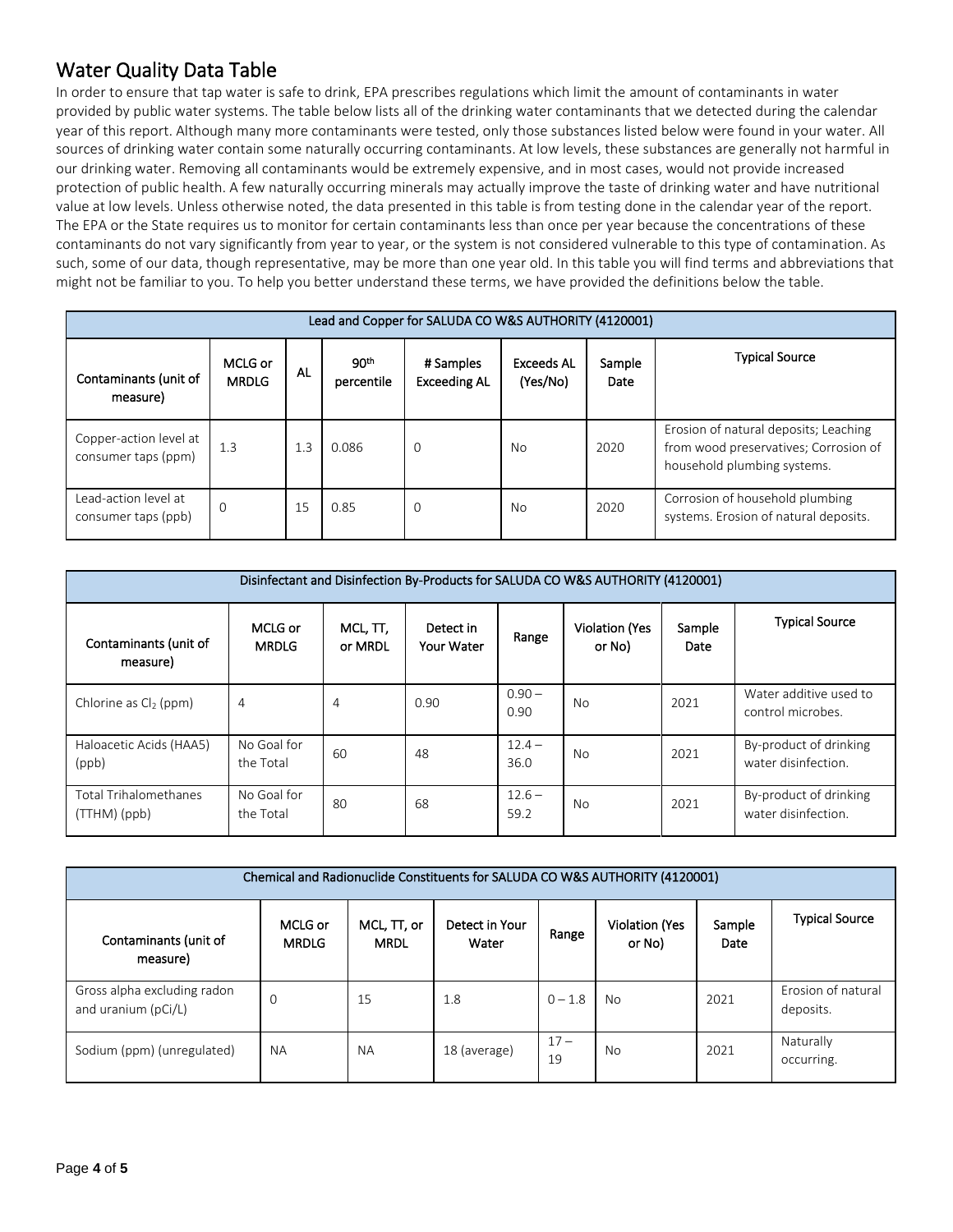## Water Quality Data Table

In order to ensure that tap water is safe to drink, EPA prescribes regulations which limit the amount of contaminants in water provided by public water systems. The table below lists all of the drinking water contaminants that we detected during the calendar year of this report. Although many more contaminants were tested, only those substances listed below were found in your water. All sources of drinking water contain some naturally occurring contaminants. At low levels, these substances are generally not harmful in our drinking water. Removing all contaminants would be extremely expensive, and in most cases, would not provide increased protection of public health. A few naturally occurring minerals may actually improve the taste of drinking water and have nutritional value at low levels. Unless otherwise noted, the data presented in this table is from testing done in the calendar year of the report. The EPA or the State requires us to monitor for certain contaminants less than once per year because the concentrations of these contaminants do not vary significantly from year to year, or the system is not considered vulnerable to this type of contamination. As such, some of our data, though representative, may be more than one year old. In this table you will find terms and abbreviations that might not be familiar to you. To help you better understand these terms, we have provided the definitions below the table.

| Lead and Copper for SALUDA CO W&S AUTHORITY (4120001) | | | | | | | |
|---|---|---|---|---|---|---|---|
| Contaminants (unit of measure) | MCLG or MRDLG | AL | 90th percentile | # Samples Exceeding AL | Exceeds AL (Yes/No) | Sample Date | Typical Source |
| Copper-action level at consumer taps (ppm) | 1.3 | 1.3 | 0.086 | 0 | No | 2020 | Erosion of natural deposits; Leaching from wood preservatives; Corrosion of household plumbing systems. |
| Lead-action level at consumer taps (ppb) | 0 | 15 | 0.85 | 0 | No | 2020 | Corrosion of household plumbing systems. Erosion of natural deposits. |

| Disinfectant and Disinfection By-Products for SALUDA CO W&S AUTHORITY (4120001) | | | | | | | |
|---|---|---|---|---|---|---|---|
| Contaminants (unit of measure) | MCLG or MRDLG | MCL, TT, or MRDL | Detect in Your Water | Range | Violation (Yes or No) | Sample Date | Typical Source |
| Chlorine as $Cl_2$ (ppm) | 4 | 4 | 0.90 | 0.90 – 0.90 | No | 2021 | Water additive used to control microbes. |
| Haloacetic Acids (HAA5) (ppb) | No Goal for the Total | 60 | 48 | 12.4 – 36.0 | No | 2021 | By-product of drinking water disinfection. |
| Total Trihalomethanes (TTHM) (ppb) | No Goal for the Total | 80 | 68 | 12.6 – 59.2 | No | 2021 | By-product of drinking water disinfection. |

| Chemical and Radionuclide Constituents for SALUDA CO W&S AUTHORITY (4120001) | | | | | | | |
|---|---|---|---|---|---|---|---|
| Contaminants (unit of measure) | MCLG or MRDLG | MCL, TT, or MRDL | Detect in Your Water | Range | Violation (Yes or No) | Sample Date | Typical Source |
| Gross alpha excluding radon and uranium (pCi/L) | 0 | 15 | 1.8 | 0 – 1.8 | No | 2021 | Erosion of natural deposits. |
| Sodium (ppm) (unregulated) | NA | NA | 18 (average) | 17 – 19 | No | 2021 | Naturally occurring. |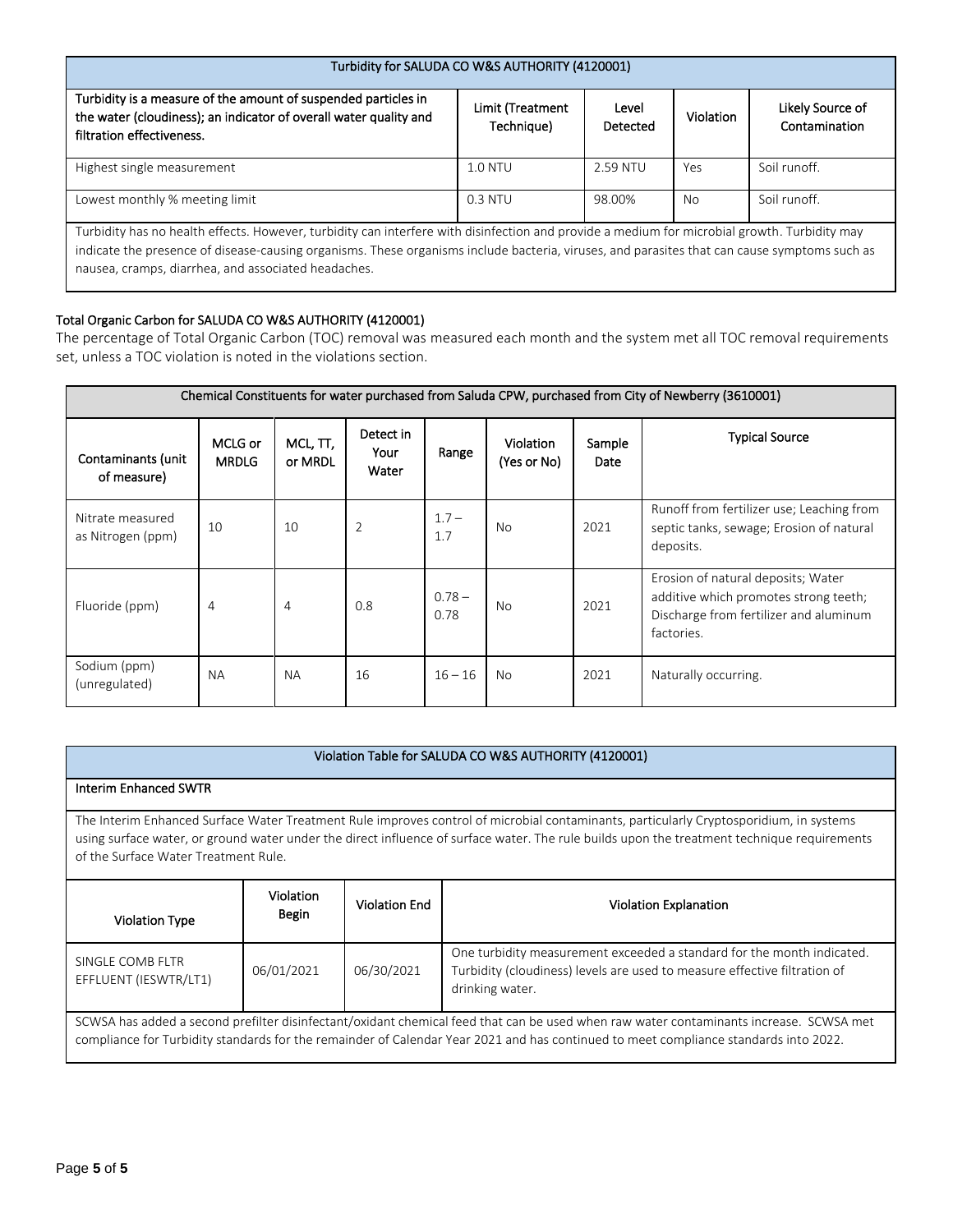| Turbidity for SALUDA CO W&S AUTHORITY (4120001) | | | | |
|---|---|---|---|---|
| **Turbidity is a measure of the amount of suspended particles in the water (cloudiness); an indicator of overall water quality and filtration effectiveness.** | **Limit (Treatment Technique)** | **Level Detected** | **Violation** | **Likely Source of Contamination** |
| Highest single measurement | 1.0 NTU | 2.59 NTU | Yes | Soil runoff. |
| Lowest monthly % meeting limit | 0.3 NTU | 98.00% | No | Soil runoff. |
| Turbidity has no health effects. However, turbidity can interfere with disinfection and provide a medium for microbial growth. Turbidity may indicate the presence of disease-causing organisms. These organisms include bacteria, viruses, and parasites that can cause symptoms such as nausea, cramps, diarrhea, and associated headaches. | | | | |

### Total Organic Carbon for SALUDA CO W&S AUTHORITY (4120001)

The percentage of Total Organic Carbon (TOC) removal was measured each month and the system met all TOC removal requirements set, unless a TOC violation is noted in the violations section.

| Chemical Constituents for water purchased from Saluda CPW, purchased from City of Newberry (3610001) | | | | | | | |
|---|---|---|---|---|---|---|---|
| **Contaminants (unit of measure)** | **MCLG or MRDLG** | **MCL, TT, or MRDL** | **Detect in Your Water** | **Range** | **Violation (Yes or No)** | **Sample Date** | **Typical Source** |
| Nitrate measured as Nitrogen (ppm) | 10 | 10 | 2 | 1.7 – 1.7 | No | 2021 | Runoff from fertilizer use; Leaching from septic tanks, sewage; Erosion of natural deposits. |
| Fluoride (ppm) | 4 | 4 | 0.8 | 0.78 – 0.78 | No | 2021 | Erosion of natural deposits; Water additive which promotes strong teeth; Discharge from fertilizer and aluminum factories. |
| Sodium (ppm) (unregulated) | NA | NA | 16 | 16 – 16 | No | 2021 | Naturally occurring. |

| Violation Table for SALUDA CO W&S AUTHORITY (4120001) | | | |
|---|---|---|---|
| **Interim Enhanced SWTR** | | | |
| The Interim Enhanced Surface Water Treatment Rule improves control of microbial contaminants, particularly Cryptosporidium, in systems using surface water, or ground water under the direct influence of surface water. The rule builds upon the treatment technique requirements of the Surface Water Treatment Rule. | | | |
| **Violation Type** | **Violation Begin** | **Violation End** | **Violation Explanation** |
| SINGLE COMB FLTR EFFLUENT (IESWTR/LT1) | 06/01/2021 | 06/30/2021 | One turbidity measurement exceeded a standard for the month indicated. Turbidity (cloudiness) levels are used to measure effective filtration of drinking water. |
| SCWSA has added a second prefilter disinfectant/oxidant chemical feed that can be used when raw water contaminants increase. SCWSA met compliance for Turbidity standards for the remainder of Calendar Year 2021 and has continued to meet compliance standards into 2022. | | | |